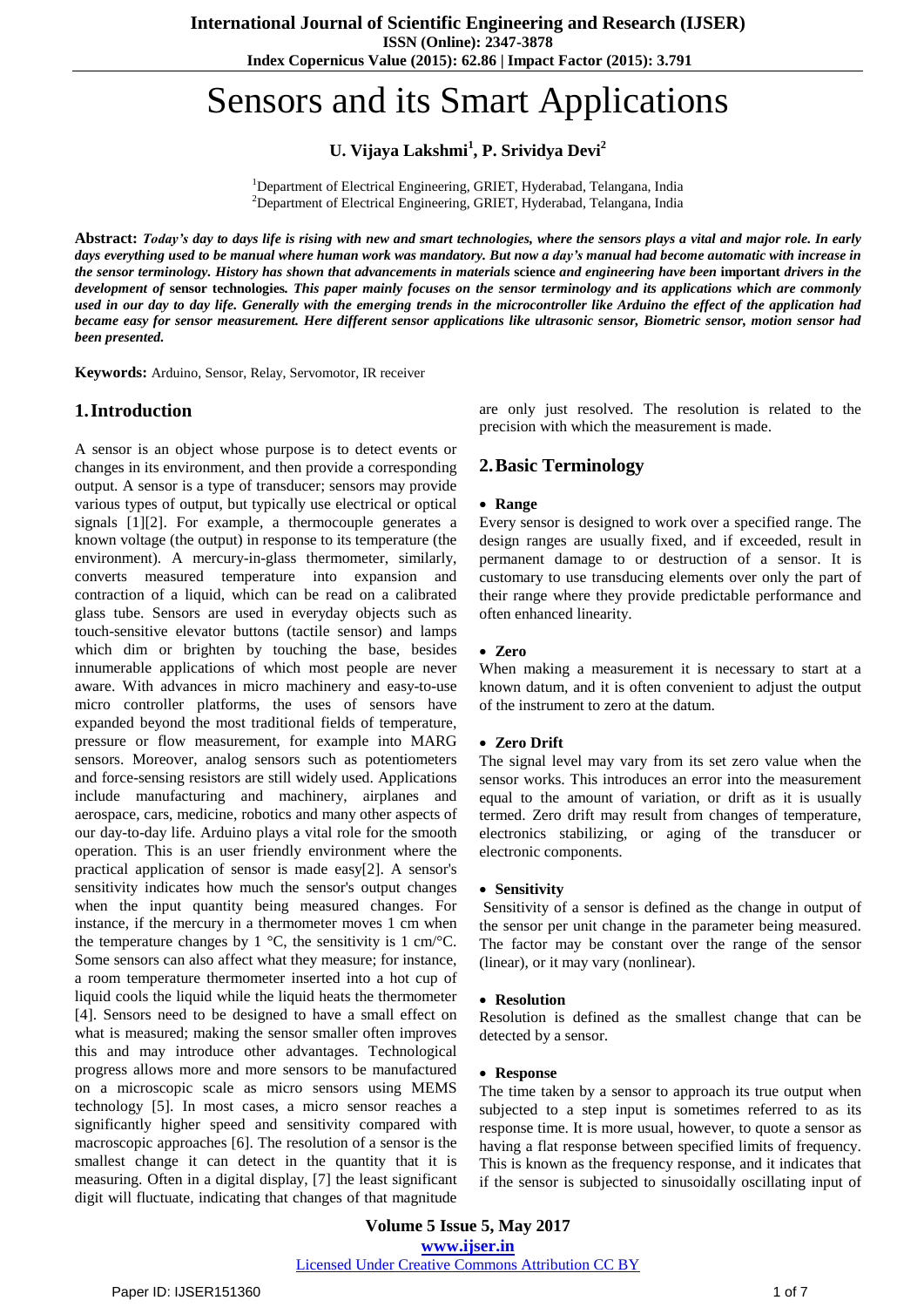# Sensors and its Smart Applications

**U. Vijaya Lakshmi[1], P. Srividya Devi[2]**

[1]Department of Electrical Engineering, GRIET, Hyderabad, Telangana, India
[2]Department of Electrical Engineering, GRIET, Hyderabad, Telangana, India

**Abstract:** ***Today's day to days life is rising with new and smart technologies, where the sensors plays a vital and major role. In early days everything used to be manual where human work was mandatory. But now a day's manual had become automatic with increase in the sensor terminology. History has shown that advancements in materials* science *and engineering have been* important *drivers in the development of* sensor technologies*. This paper mainly focuses on the sensor terminology and its applications which are commonly used in our day to day life. Generally with the emerging trends in the microcontroller like Arduino the effect of the application had became easy for sensor measurement. Here different sensor applications like ultrasonic sensor, Biometric sensor, motion sensor had been presented.***

**Keywords:** Arduino, Sensor, Relay, Servomotor, IR receiver

## 1. Introduction

A sensor is an object whose purpose is to detect events or changes in its environment, and then provide a corresponding output. A sensor is a type of transducer; sensors may provide various types of output, but typically use electrical or optical signals [1][2]. For example, a thermocouple generates a known voltage (the output) in response to its temperature (the environment). A mercury-in-glass thermometer, similarly, converts measured temperature into expansion and contraction of a liquid, which can be read on a calibrated glass tube. Sensors are used in everyday objects such as touch-sensitive elevator buttons (tactile sensor) and lamps which dim or brighten by touching the base, besides innumerable applications of which most people are never aware. With advances in micro machinery and easy-to-use micro controller platforms, the uses of sensors have expanded beyond the most traditional fields of temperature, pressure or flow measurement, for example into MARG sensors. Moreover, analog sensors such as potentiometers and force-sensing resistors are still widely used. Applications include manufacturing and machinery, airplanes and aerospace, cars, medicine, robotics and many other aspects of our day-to-day life. Arduino plays a vital role for the smooth operation. This is an user friendly environment where the practical application of sensor is made easy[2]. A sensor's sensitivity indicates how much the sensor's output changes when the input quantity being measured changes. For instance, if the mercury in a thermometer moves 1 cm when the temperature changes by 1 °C, the sensitivity is 1 cm/°C. Some sensors can also affect what they measure; for instance, a room temperature thermometer inserted into a hot cup of liquid cools the liquid while the liquid heats the thermometer [4]. Sensors need to be designed to have a small effect on what is measured; making the sensor smaller often improves this and may introduce other advantages. Technological progress allows more and more sensors to be manufactured on a microscopic scale as micro sensors using MEMS technology [5]. In most cases, a micro sensor reaches a significantly higher speed and sensitivity compared with macroscopic approaches [6]. The resolution of a sensor is the smallest change it can detect in the quantity that it is measuring. Often in a digital display, [7] the least significant digit will fluctuate, indicating that changes of that magnitude are only just resolved. The resolution is related to the precision with which the measurement is made.

## 2. Basic Terminology

- **Range**

Every sensor is designed to work over a specified range. The design ranges are usually fixed, and if exceeded, result in permanent damage to or destruction of a sensor. It is customary to use transducing elements over only the part of their range where they provide predictable performance and often enhanced linearity.

- **Zero**

When making a measurement it is necessary to start at a known datum, and it is often convenient to adjust the output of the instrument to zero at the datum.

- **Zero Drift**

The signal level may vary from its set zero value when the sensor works. This introduces an error into the measurement equal to the amount of variation, or drift as it is usually termed. Zero drift may result from changes of temperature, electronics stabilizing, or aging of the transducer or electronic components.

- **Sensitivity**

Sensitivity of a sensor is defined as the change in output of the sensor per unit change in the parameter being measured. The factor may be constant over the range of the sensor (linear), or it may vary (nonlinear).

- **Resolution**

Resolution is defined as the smallest change that can be detected by a sensor.

- **Response**

The time taken by a sensor to approach its true output when subjected to a step input is sometimes referred to as its response time. It is more usual, however, to quote a sensor as having a flat response between specified limits of frequency. This is known as the frequency response, and it indicates that if the sensor is subjected to sinusoidally oscillating input of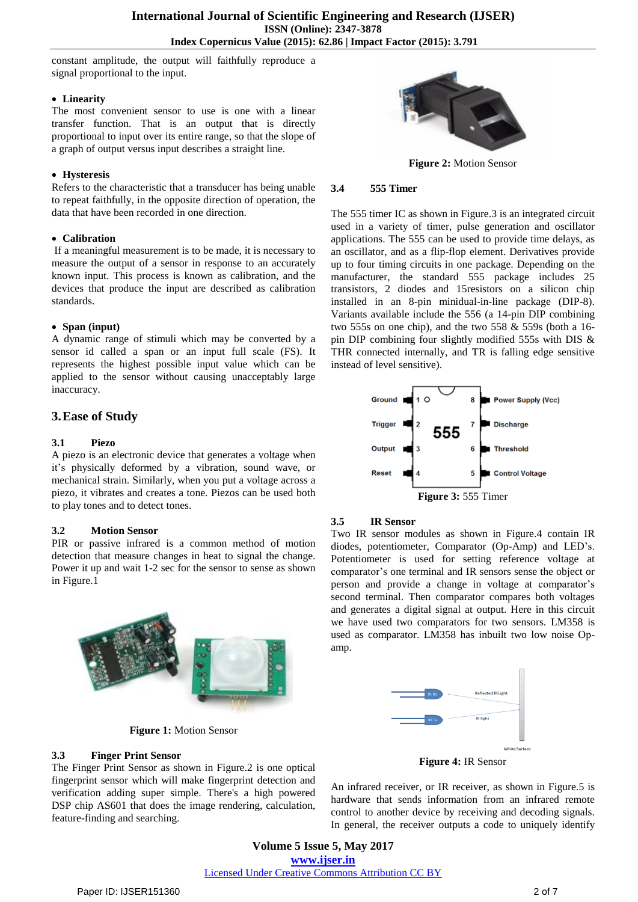constant amplitude, the output will faithfully reproduce a signal proportional to the input.

- **Linearity**

The most convenient sensor to use is one with a linear transfer function. That is an output that is directly proportional to input over its entire range, so that the slope of a graph of output versus input describes a straight line.

- **Hysteresis**

Refers to the characteristic that a transducer has being unable to repeat faithfully, in the opposite direction of operation, the data that have been recorded in one direction.

- **Calibration**

If a meaningful measurement is to be made, it is necessary to measure the output of a sensor in response to an accurately known input. This process is known as calibration, and the devices that produce the input are described as calibration standards.

- **Span (input)**

A dynamic range of stimuli which may be converted by a sensor id called a span or an input full scale (FS). It represents the highest possible input value which can be applied to the sensor without causing unacceptably large inaccuracy.

## 3. Ease of Study

### 3.1 Piezo

A piezo is an electronic device that generates a voltage when it's physically deformed by a vibration, sound wave, or mechanical strain. Similarly, when you put a voltage across a piezo, it vibrates and creates a tone. Piezos can be used both to play tones and to detect tones.

### 3.2 Motion Sensor

PIR or passive infrared is a common method of motion detection that measure changes in heat to signal the change. Power it up and wait 1-2 sec for the sensor to sense as shown in Figure.1

**Figure 1:** Motion Sensor

### 3.3 Finger Print Sensor

The Finger Print Sensor as shown in Figure.2 is one optical fingerprint sensor which will make fingerprint detection and verification adding super simple. There's a high powered DSP chip AS601 that does the image rendering, calculation, feature-finding and searching.

**Figure 2:** Motion Sensor

### 3.4 555 Timer

The 555 timer IC as shown in Figure.3 is an integrated circuit used in a variety of timer, pulse generation and oscillator applications. The 555 can be used to provide time delays, as an oscillator, and as a flip-flop element. Derivatives provide up to four timing circuits in one package. Depending on the manufacturer, the standard 555 package includes 25 transistors, 2 diodes and 15resistors on a silicon chip installed in an 8-pin minidual-in-line package (DIP-8). Variants available include the 556 (a 14-pin DIP combining two 555s on one chip), and the two 558 & 559s (both a 16-pin DIP combining four slightly modified 555s with DIS & THR connected internally, and TR is falling edge sensitive instead of level sensitive).

**Figure 3:** 555 Timer

### 3.5 IR Sensor

Two IR sensor modules as shown in Figure.4 contain IR diodes, potentiometer, Comparator (Op-Amp) and LED's. Potentiometer is used for setting reference voltage at comparator's one terminal and IR sensors sense the object or person and provide a change in voltage at comparator's second terminal. Then comparator compares both voltages and generates a digital signal at output. Here in this circuit we have used two comparators for two sensors. LM358 is used as comparator. LM358 has inbuilt two low noise Op-amp.

**Figure 4:** IR Sensor

An infrared receiver, or IR receiver, as shown in Figure.5 is hardware that sends information from an infrared remote control to another device by receiving and decoding signals. In general, the receiver outputs a code to uniquely identify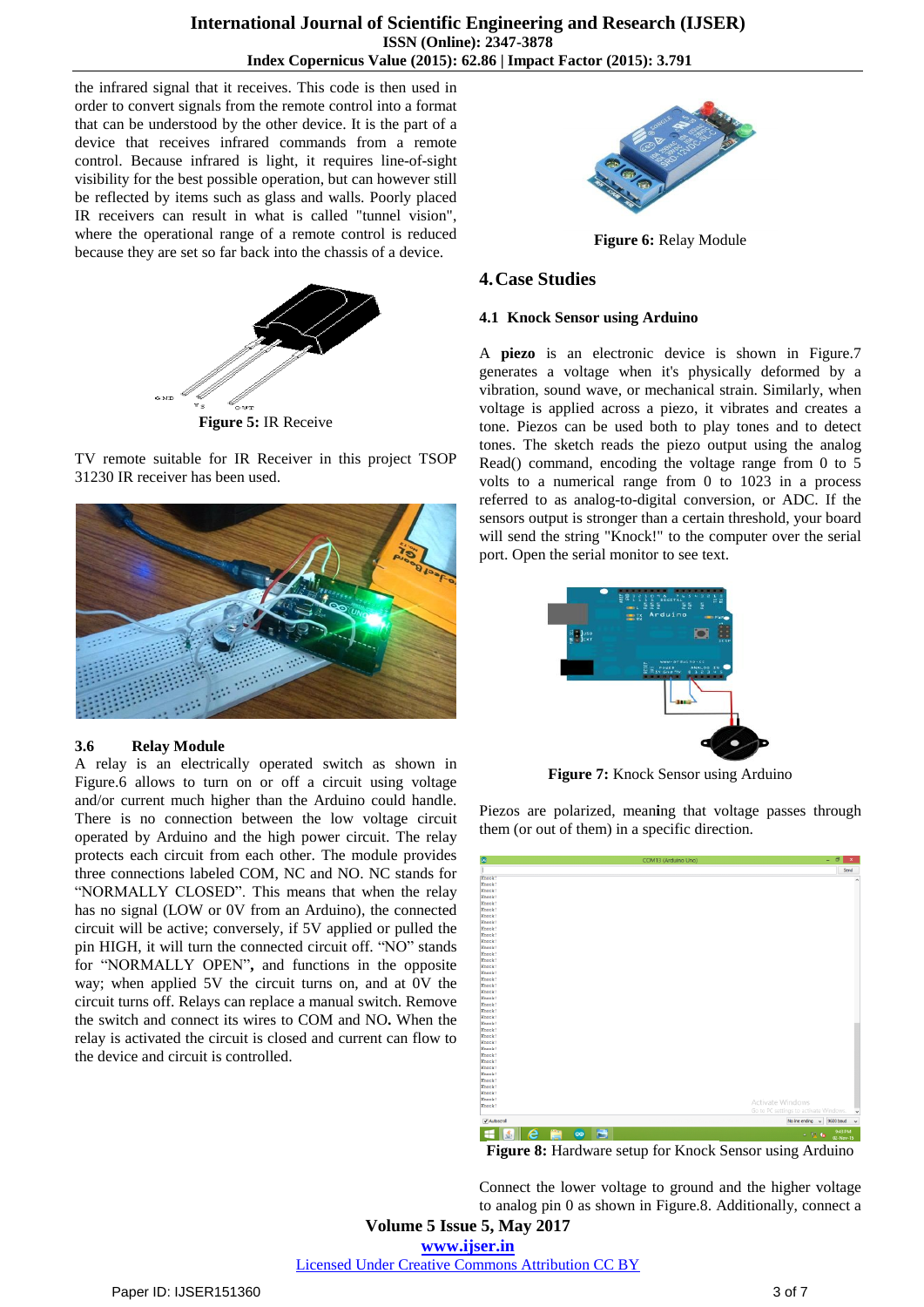the infrared signal that it receives. This code is then used in order to convert signals from the remote control into a format that can be understood by the other device. It is the part of a device that receives infrared commands from a remote control. Because infrared is light, it requires line-of-sight visibility for the best possible operation, but can however still be reflected by items such as glass and walls. Poorly placed IR receivers can result in what is called "tunnel vision", where the operational range of a remote control is reduced because they are set so far back into the chassis of a device.

**Figure 5:** IR Receive

TV remote suitable for IR Receiver in this project TSOP 31230 IR receiver has been used.

### 3.6 Relay Module

A relay is an electrically operated switch as shown in Figure.6 allows to turn on or off a circuit using voltage and/or current much higher than the Arduino could handle. There is no connection between the low voltage circuit operated by Arduino and the high power circuit. The relay protects each circuit from each other. The module provides three connections labeled COM, NC and NO. NC stands for “NORMALLY CLOSED”. This means that when the relay has no signal (LOW or 0V from an Arduino), the connected circuit will be active; conversely, if 5V applied or pulled the pin HIGH, it will turn the connected circuit off. “NO” stands for “NORMALLY OPEN”**,** and functions in the opposite way; when applied 5V the circuit turns on, and at 0V the circuit turns off. Relays can replace a manual switch. Remove the switch and connect its wires to COM and NO**.** When the relay is activated the circuit is closed and current can flow to the device and circuit is controlled.

**Figure 6:** Relay Module

## 4. Case Studies

### 4.1 Knock Sensor using Arduino

A **piezo** is an electronic device is shown in Figure.7 generates a voltage when it's physically deformed by a vibration, sound wave, or mechanical strain. Similarly, when voltage is applied across a piezo, it vibrates and creates a tone. Piezos can be used both to play tones and to detect tones. The sketch reads the piezo output using the analog Read() command, encoding the voltage range from 0 to 5 volts to a numerical range from 0 to 1023 in a process referred to as analog-to-digital conversion, or ADC. If the sensors output is stronger than a certain threshold, your board will send the string "Knock!" to the computer over the serial port. Open the serial monitor to see text.

**Figure 7:** Knock Sensor using Arduino

Piezos are polarized, mea**n**ing that voltage passes through them (or out of them) in a specific direction.

**Figure 8:** Hardware setup for Knock Sensor using Arduino

Connect the lower voltage to ground and the higher voltage to analog pin 0 as shown in Figure.8. Additionally, connect a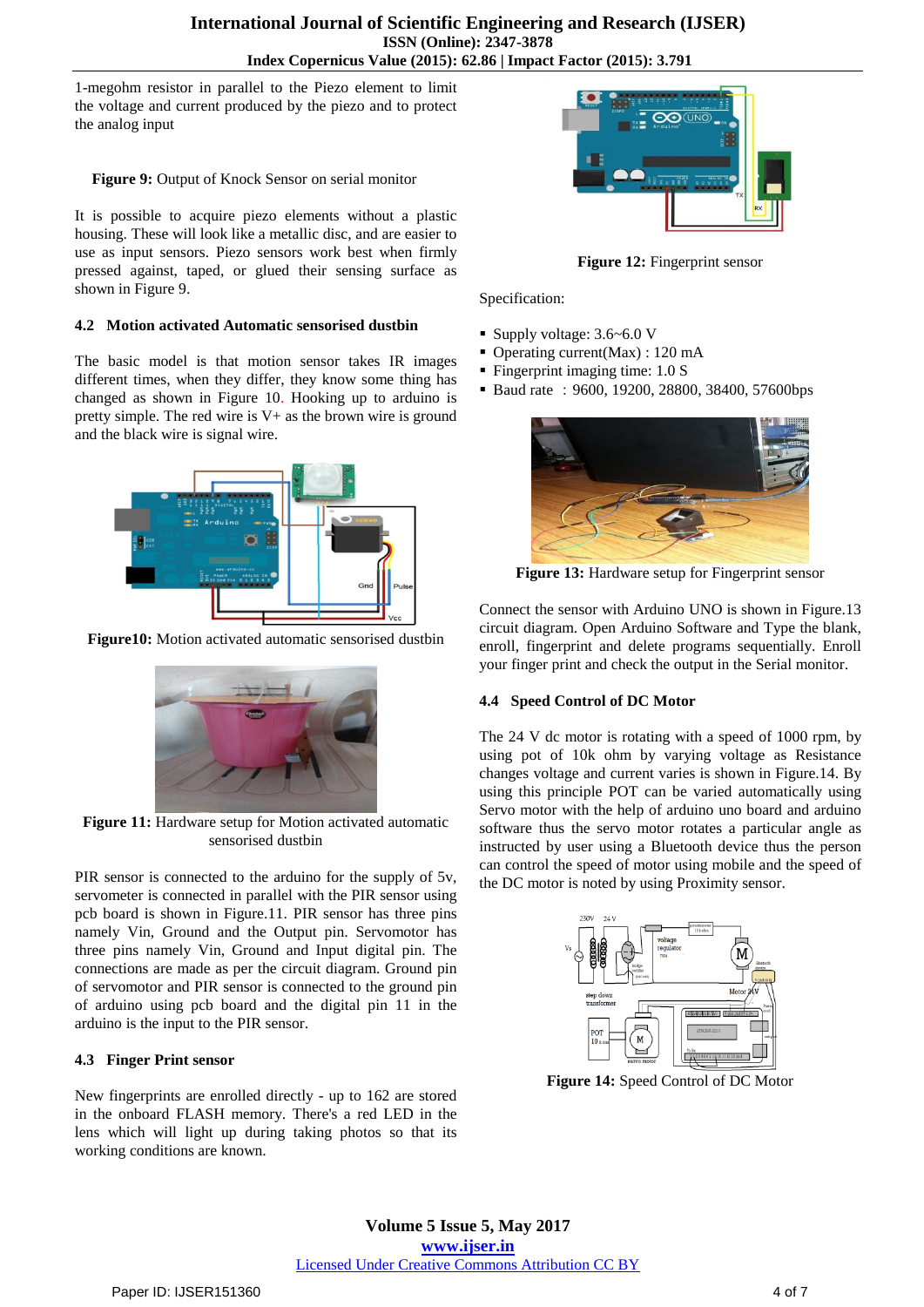1-megohm resistor in parallel to the Piezo element to limit the voltage and current produced by the piezo and to protect the analog input

**Figure 9:** Output of Knock Sensor on serial monitor

It is possible to acquire piezo elements without a plastic housing. These will look like a metallic disc, and are easier to use as input sensors. Piezo sensors work best when firmly pressed against, taped, or glued their sensing surface as shown in Figure 9.

### 4.2 Motion activated Automatic sensorised dustbin

The basic model is that motion sensor takes IR images different times, when they differ, they know some thing has changed as shown in Figure 10. Hooking up to arduino is pretty simple. The red wire is V+ as the brown wire is ground and the black wire is signal wire.

**Figure10:** Motion activated automatic sensorised dustbin

**Figure 11:** Hardware setup for Motion activated automatic sensorised dustbin

PIR sensor is connected to the arduino for the supply of 5v, servometer is connected in parallel with the PIR sensor using pcb board is shown in Figure.11. PIR sensor has three pins namely Vin, Ground and the Output pin. Servomotor has three pins namely Vin, Ground and Input digital pin. The connections are made as per the circuit diagram. Ground pin of servomotor and PIR sensor is connected to the ground pin of arduino using pcb board and the digital pin 11 in the arduino is the input to the PIR sensor.

### 4.3 Finger Print sensor

New fingerprints are enrolled directly - up to 162 are stored in the onboard FLASH memory. There's a red LED in the lens which will light up during taking photos so that its working conditions are known.

**Figure 12:** Fingerprint sensor

Specification:

- Supply voltage: 3.6~6.0 V
- Operating current(Max) : 120 mA
- Fingerprint imaging time: 1.0 S
- Baud rate : 9600, 19200, 28800, 38400, 57600bps

**Figure 13:** Hardware setup for Fingerprint sensor

Connect the sensor with Arduino UNO is shown in Figure.13 circuit diagram. Open Arduino Software and Type the blank, enroll, fingerprint and delete programs sequentially. Enroll your finger print and check the output in the Serial monitor.

### 4.4 Speed Control of DC Motor

The 24 V dc motor is rotating with a speed of 1000 rpm, by using pot of 10k ohm by varying voltage as Resistance changes voltage and current varies is shown in Figure.14. By using this principle POT can be varied automatically using Servo motor with the help of arduino uno board and arduino software thus the servo motor rotates a particular angle as instructed by user using a Bluetooth device thus the person can control the speed of motor using mobile and the speed of the DC motor is noted by using Proximity sensor.

**Figure 14:** Speed Control of DC Motor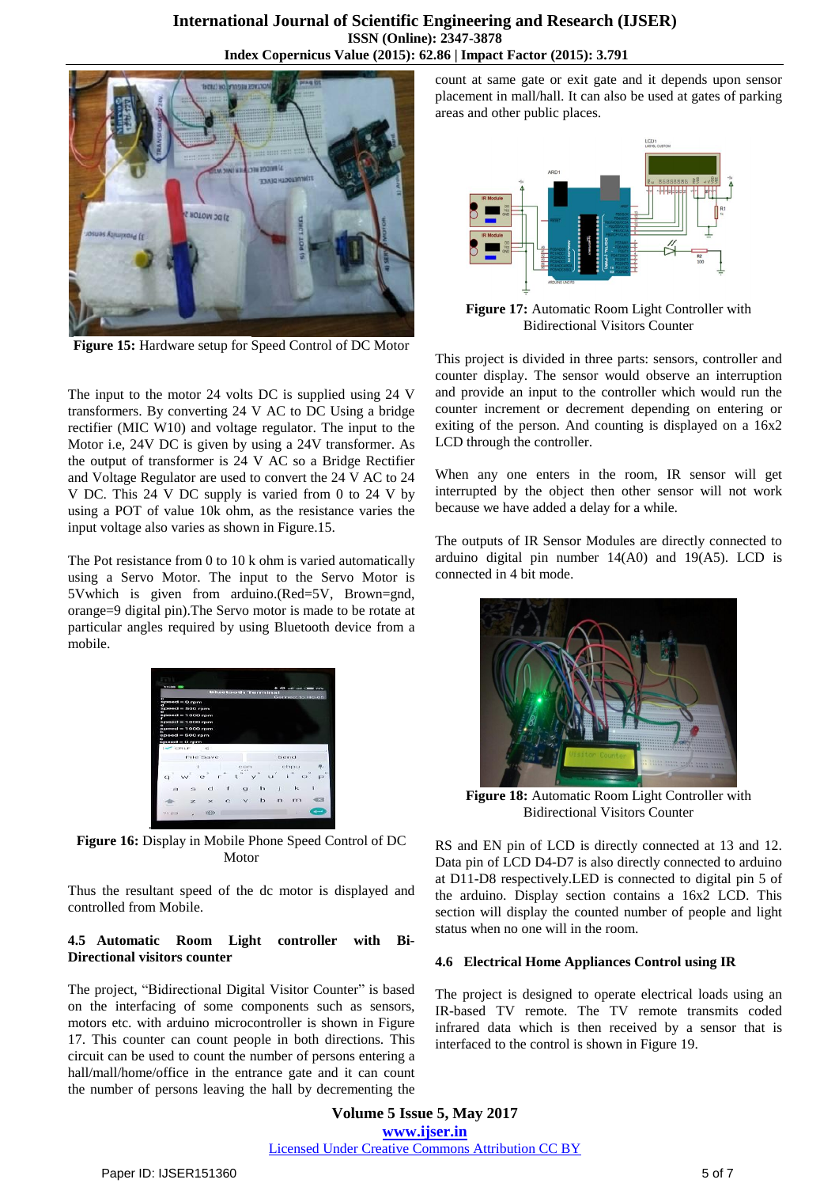**Figure 15:** Hardware setup for Speed Control of DC Motor

The input to the motor 24 volts DC is supplied using 24 V transformers. By converting 24 V AC to DC Using a bridge rectifier (MIC W10) and voltage regulator. The input to the Motor i.e, 24V DC is given by using a 24V transformer. As the output of transformer is 24 V AC so a Bridge Rectifier and Voltage Regulator are used to convert the 24 V AC to 24 V DC. This 24 V DC supply is varied from 0 to 24 V by using a POT of value 10k ohm, as the resistance varies the input voltage also varies as shown in Figure.15.

The Pot resistance from 0 to 10 k ohm is varied automatically using a Servo Motor. The input to the Servo Motor is 5Vwhich is given from arduino.(Red=5V, Brown=gnd, orange=9 digital pin).The Servo motor is made to be rotate at particular angles required by using Bluetooth device from a mobile.

**Figure 16:** Display in Mobile Phone Speed Control of DC Motor

Thus the resultant speed of the dc motor is displayed and controlled from Mobile.

### 4.5 Automatic Room Light controller with Bi-Directional visitors counter

The project, "Bidirectional Digital Visitor Counter" is based on the interfacing of some components such as sensors, motors etc. with arduino microcontroller is shown in Figure 17. This counter can count people in both directions. This circuit can be used to count the number of persons entering a hall/mall/home/office in the entrance gate and it can count the number of persons leaving the hall by decrementing the count at same gate or exit gate and it depends upon sensor placement in mall/hall. It can also be used at gates of parking areas and other public places.

**Figure 17:** Automatic Room Light Controller with Bidirectional Visitors Counter

This project is divided in three parts: sensors, controller and counter display. The sensor would observe an interruption and provide an input to the controller which would run the counter increment or decrement depending on entering or exiting of the person. And counting is displayed on a 16x2 LCD through the controller.

When any one enters in the room, IR sensor will get interrupted by the object then other sensor will not work because we have added a delay for a while.

The outputs of IR Sensor Modules are directly connected to arduino digital pin number 14(A0) and 19(A5). LCD is connected in 4 bit mode.

**Figure 18:** Automatic Room Light Controller with Bidirectional Visitors Counter

RS and EN pin of LCD is directly connected at 13 and 12. Data pin of LCD D4-D7 is also directly connected to arduino at D11-D8 respectively.LED is connected to digital pin 5 of the arduino. Display section contains a 16x2 LCD. This section will display the counted number of people and light status when no one will in the room.

### 4.6 Electrical Home Appliances Control using IR

The project is designed to operate electrical loads using an IR-based TV remote. The TV remote transmits coded infrared data which is then received by a sensor that is interfaced to the control is shown in Figure 19.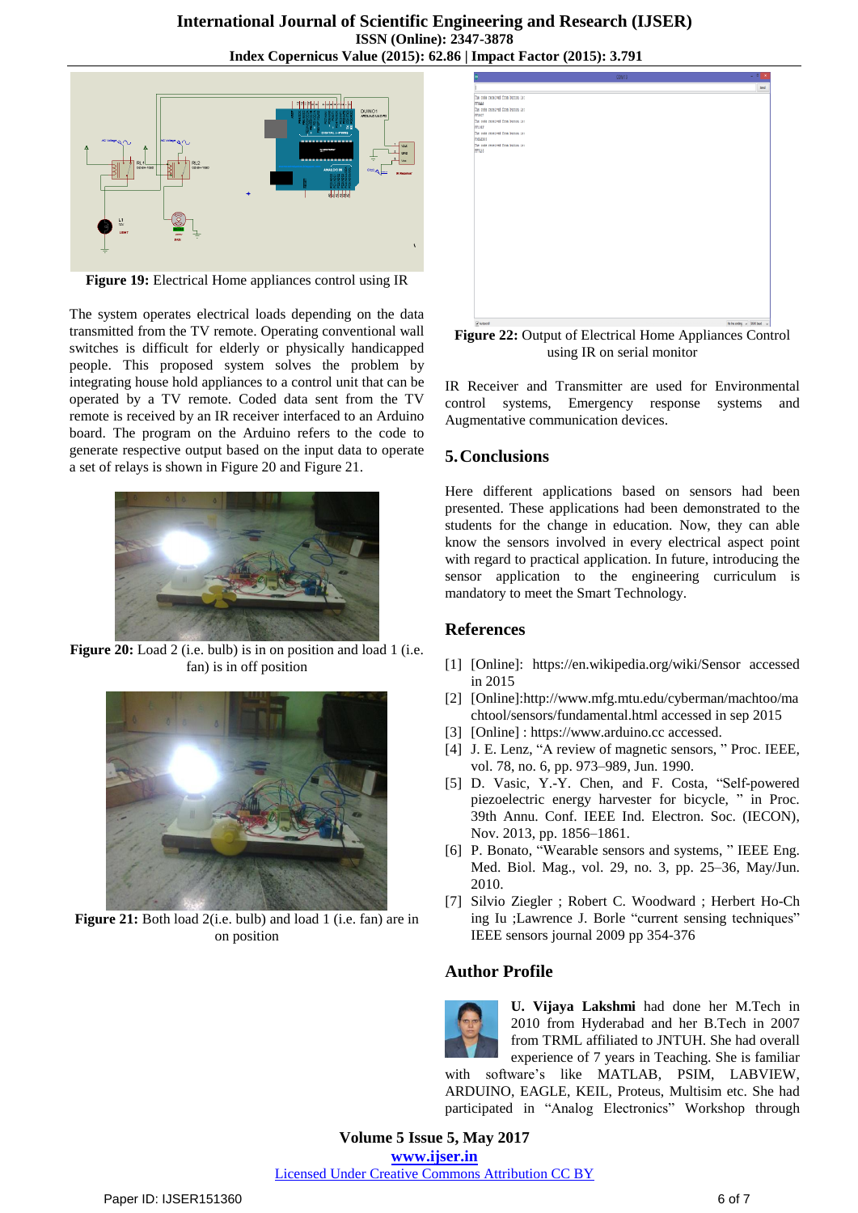Figure 19: Electrical Home appliances control using IR

The system operates electrical loads depending on the data transmitted from the TV remote. Operating conventional wall switches is difficult for elderly or physically handicapped people. This proposed system solves this problem by integrating house hold appliances to a control unit that can be operated by a TV remote. Coded data sent from the TV remote is received by an IR receiver interfaced to an Arduino board. The program on the Arduino refers to the code to generate respective output based on the input data to operate a set of relays is shown in Figure 20 and Figure 21.

**Figure 20:** Load 2 (i.e. bulb) is in on position and load 1 (i.e. fan) is in off position

**Figure 21:** Both load 2(i.e. bulb) and load 1 (i.e. fan) are in on position

**Figure 22:** Output of Electrical Home Appliances Control using IR on serial monitor

IR Receiver and Transmitter are used for Environmental control systems, Emergency response systems and Augmentative communication devices.

## 5. Conclusions

Here different applications based on sensors had been presented. These applications had been demonstrated to the students for the change in education. Now, they can able know the sensors involved in every electrical aspect point with regard to practical application. In future, introducing the sensor application to the engineering curriculum is mandatory to meet the Smart Technology.

## References

[1] [Online]: https://en.wikipedia.org/wiki/Sensor accessed in 2015

[2] [Online]:http://www.mfg.mtu.edu/cyberman/machtoo/machtool/sensors/fundamental.html accessed in sep 2015

[3] [Online] : https://www.arduino.cc accessed.

[4] J. E. Lenz, "A review of magnetic sensors, " Proc. IEEE, vol. 78, no. 6, pp. 973–989, Jun. 1990.

[5] D. Vasic, Y.-Y. Chen, and F. Costa, "Self-powered piezoelectric energy harvester for bicycle, " in Proc. 39th Annu. Conf. IEEE Ind. Electron. Soc. (IECON), Nov. 2013, pp. 1856–1861.

[6] P. Bonato, "Wearable sensors and systems, " IEEE Eng. Med. Biol. Mag., vol. 29, no. 3, pp. 25–36, May/Jun. 2010.

[7] Silvio Ziegler ; Robert C. Woodward ; Herbert Ho-Ching Iu ;Lawrence J. Borle "current sensing techniques" IEEE sensors journal 2009 pp 354-376

## Author Profile

**U. Vijaya Lakshmi** had done her M.Tech in 2010 from Hyderabad and her B.Tech in 2007 from TRML affiliated to JNTUH. She had overall experience of 7 years in Teaching. She is familiar with software's like MATLAB, PSIM, LABVIEW, ARDUINO, EAGLE, KEIL, Proteus, Multisim etc. She had participated in "Analog Electronics" Workshop through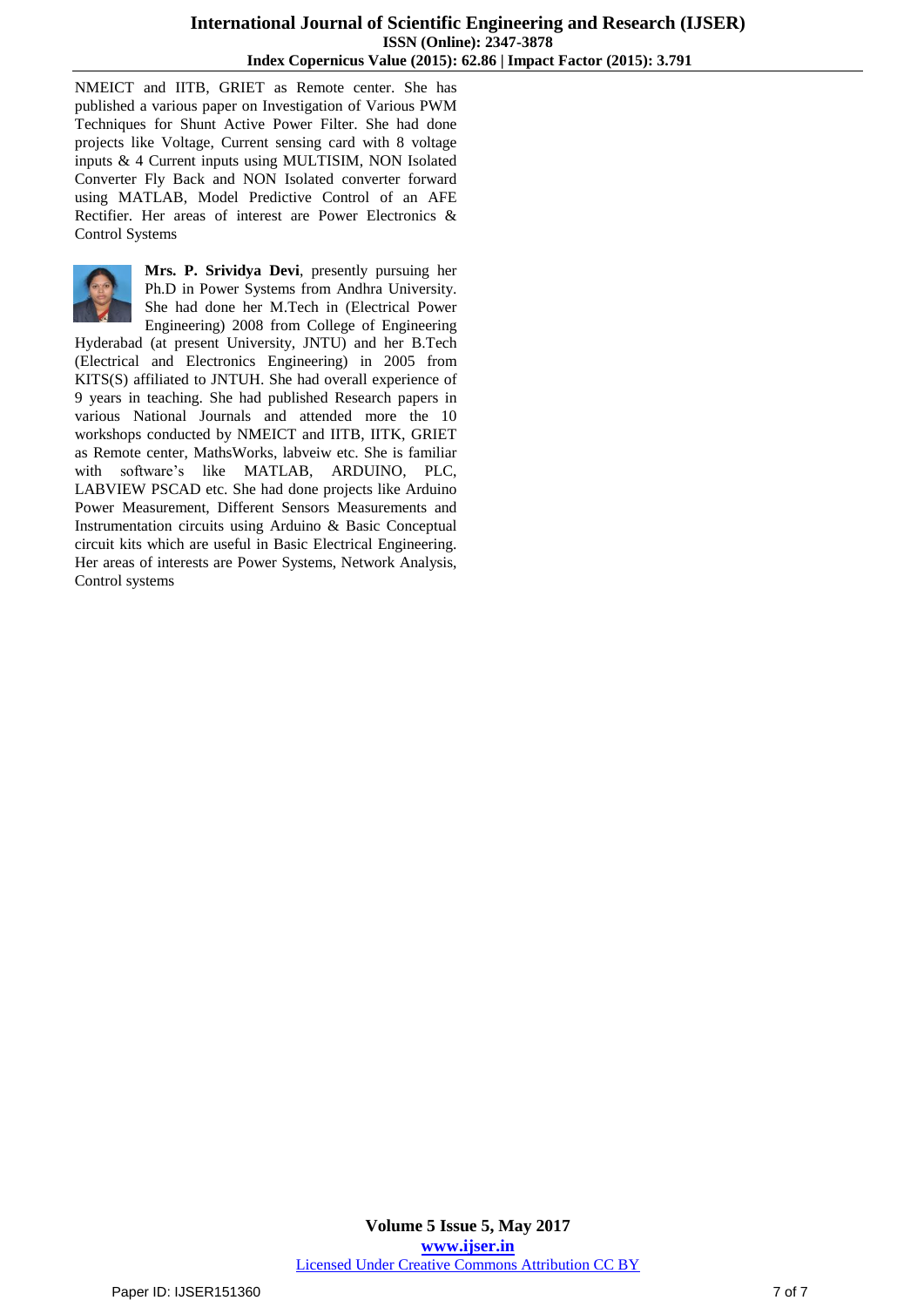NMEICT and IITB, GRIET as Remote center. She has published a various paper on Investigation of Various PWM Techniques for Shunt Active Power Filter. She had done projects like Voltage, Current sensing card with 8 voltage inputs & 4 Current inputs using MULTISIM, NON Isolated Converter Fly Back and NON Isolated converter forward using MATLAB, Model Predictive Control of an AFE Rectifier. Her areas of interest are Power Electronics & Control Systems

**Mrs. P. Srividya Devi**, presently pursuing her Ph.D in Power Systems from Andhra University. She had done her M.Tech in (Electrical Power Engineering) 2008 from College of Engineering Hyderabad (at present University, JNTU) and her B.Tech (Electrical and Electronics Engineering) in 2005 from KITS(S) affiliated to JNTUH. She had overall experience of 9 years in teaching. She had published Research papers in various National Journals and attended more the 10 workshops conducted by NMEICT and IITB, IITK, GRIET as Remote center, MathsWorks, labveiw etc. She is familiar with software's like MATLAB, ARDUINO, PLC, LABVIEW PSCAD etc. She had done projects like Arduino Power Measurement, Different Sensors Measurements and Instrumentation circuits using Arduino & Basic Conceptual circuit kits which are useful in Basic Electrical Engineering. Her areas of interests are Power Systems, Network Analysis, Control systems